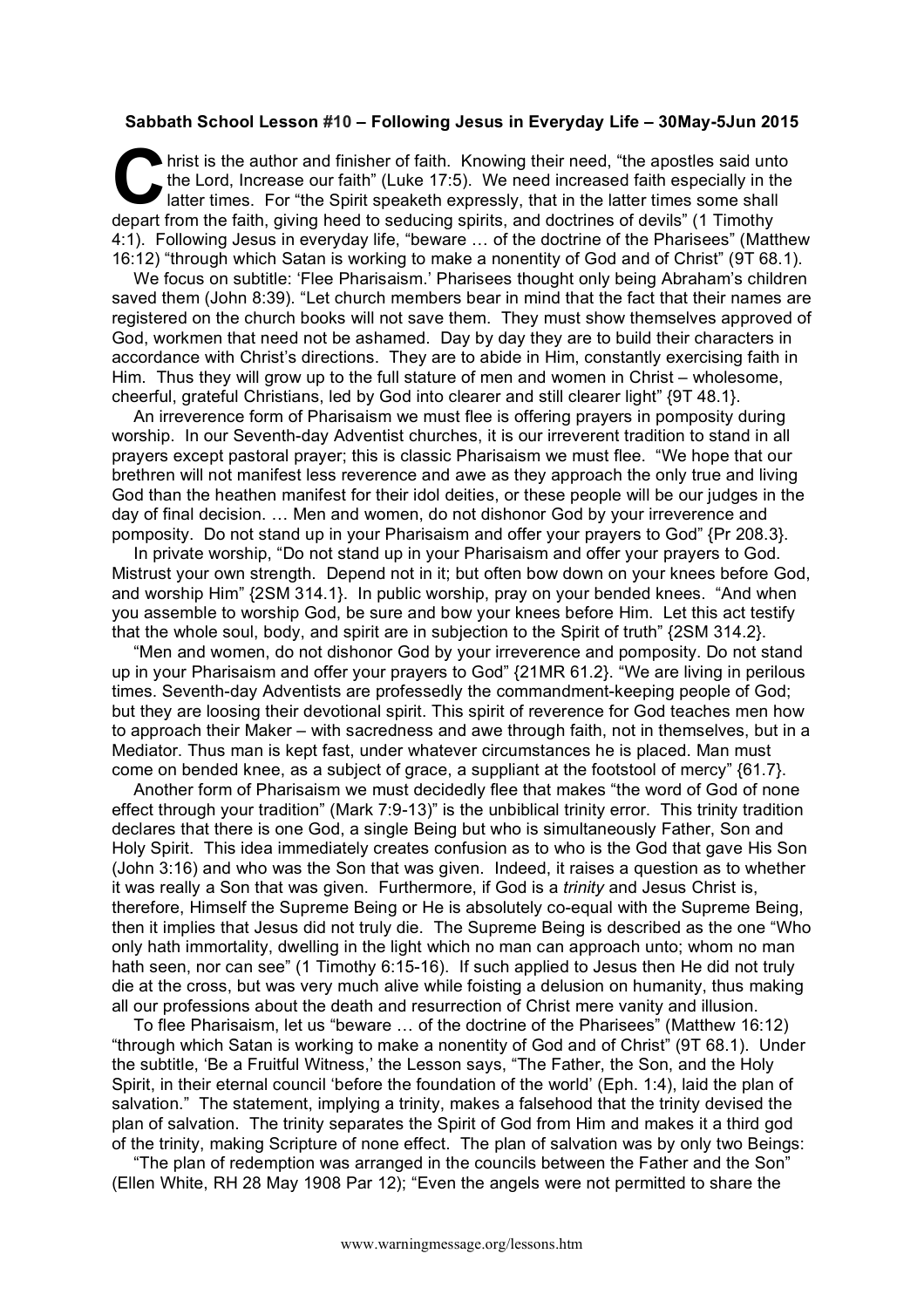**Sabbath School Lesson #10 – Following Jesus in Everyday Life – 30May-5Jun 2015**

Christ is the author and finisher of faith. Knowing their need, "the apostles said unto the Lord, Increase our faith" (Luke 17:5). We need increased faith especially in the latter times. For "the Spirit speaketh expressly, that in the latter times some shall depart from the faith, giving heed to seducing spirits, and doctrines of devils" (1 Timothy 4:1). Following Jesus in everyday life, "beware … of the doctrine of the Pharisees" (Matthew 16:12) "through which Satan is working to make a nonentity of God and of Christ" (9T 68.1).

We focus on subtitle: 'Flee Pharisaism.' Pharisees thought only being Abraham's children saved them (John 8:39). "Let church members bear in mind that the fact that their names are registered on the church books will not save them. They must show themselves approved of God, workmen that need not be ashamed. Day by day they are to build their characters in accordance with Christ's directions. They are to abide in Him, constantly exercising faith in Him. Thus they will grow up to the full stature of men and women in Christ – wholesome, cheerful, grateful Christians, led by God into clearer and still clearer light" {9T 48.1}.

An irreverence form of Pharisaism we must flee is offering prayers in pomposity during worship. In our Seventh-day Adventist churches, it is our irreverent tradition to stand in all prayers except pastoral prayer; this is classic Pharisaism we must flee. "We hope that our brethren will not manifest less reverence and awe as they approach the only true and living God than the heathen manifest for their idol deities, or these people will be our judges in the day of final decision. … Men and women, do not dishonor God by your irreverence and pomposity. Do not stand up in your Pharisaism and offer your prayers to God" {Pr 208.3}.

In private worship, "Do not stand up in your Pharisaism and offer your prayers to God. Mistrust your own strength. Depend not in it; but often bow down on your knees before God, and worship Him" {2SM 314.1}. In public worship, pray on your bended knees. "And when you assemble to worship God, be sure and bow your knees before Him. Let this act testify that the whole soul, body, and spirit are in subjection to the Spirit of truth" {2SM 314.2}.

"Men and women, do not dishonor God by your irreverence and pomposity. Do not stand up in your Pharisaism and offer your prayers to God" {21MR 61.2}. "We are living in perilous times. Seventh-day Adventists are professedly the commandment-keeping people of God; but they are loosing their devotional spirit. This spirit of reverence for God teaches men how to approach their Maker – with sacredness and awe through faith, not in themselves, but in a Mediator. Thus man is kept fast, under whatever circumstances he is placed. Man must come on bended knee, as a subject of grace, a suppliant at the footstool of mercy" {61.7}.

Another form of Pharisaism we must decidedly flee that makes "the word of God of none effect through your tradition" (Mark 7:9-13)" is the unbiblical trinity error. This trinity tradition declares that there is one God, a single Being but who is simultaneously Father, Son and Holy Spirit. This idea immediately creates confusion as to who is the God that gave His Son (John 3:16) and who was the Son that was given. Indeed, it raises a question as to whether it was really a Son that was given. Furthermore, if God is a *trinity* and Jesus Christ is, therefore, Himself the Supreme Being or He is absolutely co-equal with the Supreme Being, then it implies that Jesus did not truly die. The Supreme Being is described as the one "Who only hath immortality, dwelling in the light which no man can approach unto; whom no man hath seen, nor can see" (1 Timothy 6:15-16). If such applied to Jesus then He did not truly die at the cross, but was very much alive while foisting a delusion on humanity, thus making all our professions about the death and resurrection of Christ mere vanity and illusion.

To flee Pharisaism, let us "beware … of the doctrine of the Pharisees" (Matthew 16:12) "through which Satan is working to make a nonentity of God and of Christ" (9T 68.1). Under the subtitle, 'Be a Fruitful Witness,' the Lesson says, "The Father, the Son, and the Holy Spirit, in their eternal council 'before the foundation of the world' (Eph. 1:4), laid the plan of salvation." The statement, implying a trinity, makes a falsehood that the trinity devised the plan of salvation. The trinity separates the Spirit of God from Him and makes it a third god of the trinity, making Scripture of none effect. The plan of salvation was by only two Beings:

"The plan of redemption was arranged in the councils between the Father and the Son" (Ellen White, RH 28 May 1908 Par 12); "Even the angels were not permitted to share the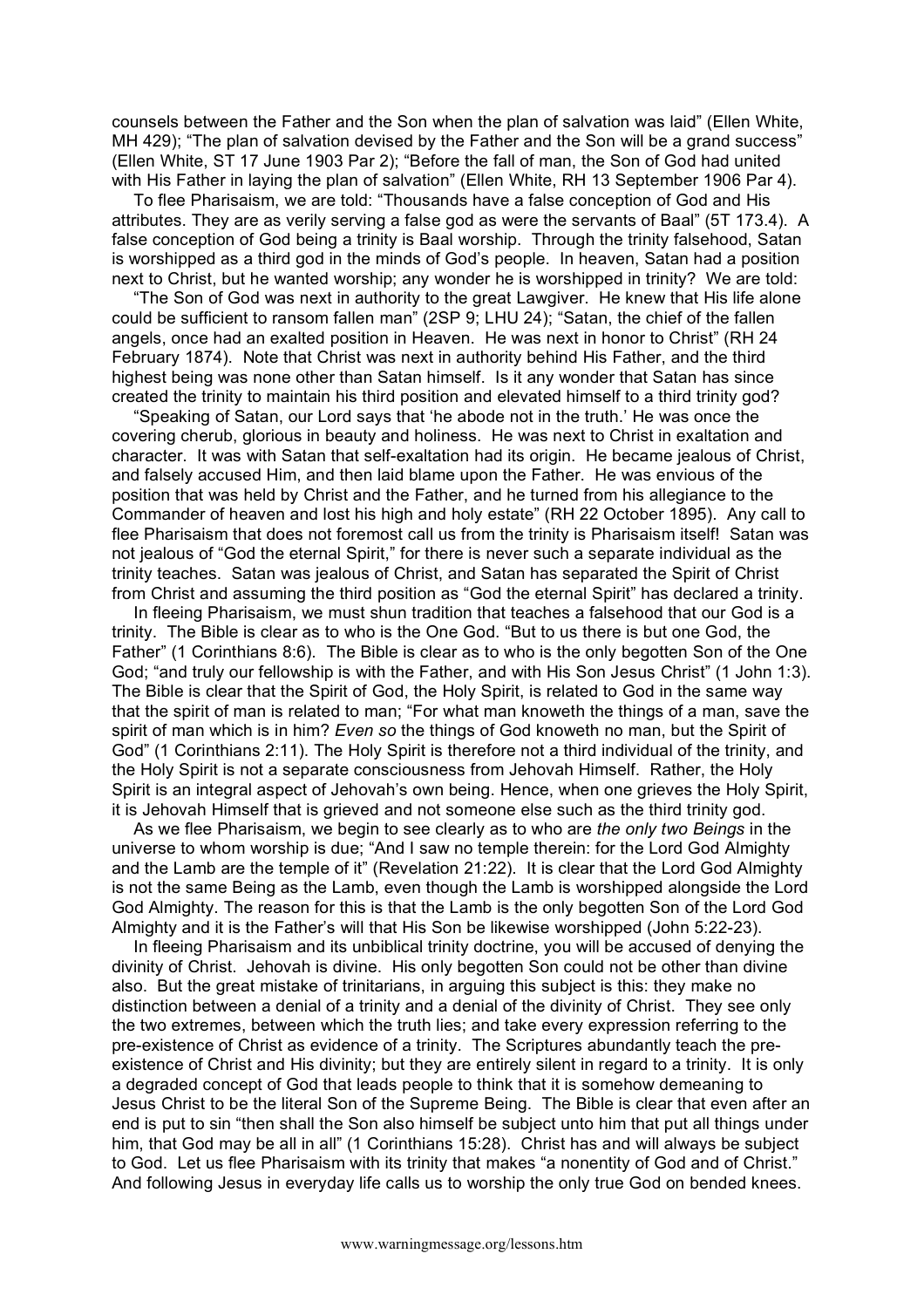counsels between the Father and the Son when the plan of salvation was laid" (Ellen White, MH 429); "The plan of salvation devised by the Father and the Son will be a grand success" (Ellen White, ST 17 June 1903 Par 2); "Before the fall of man, the Son of God had united with His Father in laying the plan of salvation" (Ellen White, RH 13 September 1906 Par 4).

To flee Pharisaism, we are told: "Thousands have a false conception of God and His attributes. They are as verily serving a false god as were the servants of Baal" (5T 173.4). A false conception of God being a trinity is Baal worship. Through the trinity falsehood, Satan is worshipped as a third god in the minds of God's people. In heaven, Satan had a position next to Christ, but he wanted worship; any wonder he is worshipped in trinity? We are told:

"The Son of God was next in authority to the great Lawgiver. He knew that His life alone could be sufficient to ransom fallen man" (2SP 9; LHU 24); "Satan, the chief of the fallen angels, once had an exalted position in Heaven. He was next in honor to Christ" (RH 24 February 1874). Note that Christ was next in authority behind His Father, and the third highest being was none other than Satan himself. Is it any wonder that Satan has since created the trinity to maintain his third position and elevated himself to a third trinity god?

"Speaking of Satan, our Lord says that 'he abode not in the truth.' He was once the covering cherub, glorious in beauty and holiness. He was next to Christ in exaltation and character. It was with Satan that self-exaltation had its origin. He became jealous of Christ, and falsely accused Him, and then laid blame upon the Father. He was envious of the position that was held by Christ and the Father, and he turned from his allegiance to the Commander of heaven and lost his high and holy estate" (RH 22 October 1895). Any call to flee Pharisaism that does not foremost call us from the trinity is Pharisaism itself! Satan was not jealous of "God the eternal Spirit," for there is never such a separate individual as the trinity teaches. Satan was jealous of Christ, and Satan has separated the Spirit of Christ from Christ and assuming the third position as "God the eternal Spirit" has declared a trinity.

In fleeing Pharisaism, we must shun tradition that teaches a falsehood that our God is a trinity. The Bible is clear as to who is the One God. "But to us there is but one God, the Father" (1 Corinthians 8:6). The Bible is clear as to who is the only begotten Son of the One God; "and truly our fellowship is with the Father, and with His Son Jesus Christ" (1 John 1:3). The Bible is clear that the Spirit of God, the Holy Spirit, is related to God in the same way that the spirit of man is related to man; "For what man knoweth the things of a man, save the spirit of man which is in him? *Even so* the things of God knoweth no man, but the Spirit of God" (1 Corinthians 2:11). The Holy Spirit is therefore not a third individual of the trinity, and the Holy Spirit is not a separate consciousness from Jehovah Himself. Rather, the Holy Spirit is an integral aspect of Jehovah's own being. Hence, when one grieves the Holy Spirit, it is Jehovah Himself that is grieved and not someone else such as the third trinity god.

As we flee Pharisaism, we begin to see clearly as to who are *the only two Beings* in the universe to whom worship is due; "And I saw no temple therein: for the Lord God Almighty and the Lamb are the temple of it" (Revelation 21:22). It is clear that the Lord God Almighty is not the same Being as the Lamb, even though the Lamb is worshipped alongside the Lord God Almighty. The reason for this is that the Lamb is the only begotten Son of the Lord God Almighty and it is the Father's will that His Son be likewise worshipped (John 5:22-23).

In fleeing Pharisaism and its unbiblical trinity doctrine, you will be accused of denying the divinity of Christ. Jehovah is divine. His only begotten Son could not be other than divine also. But the great mistake of trinitarians, in arguing this subject is this: they make no distinction between a denial of a trinity and a denial of the divinity of Christ. They see only the two extremes, between which the truth lies; and take every expression referring to the pre-existence of Christ as evidence of a trinity. The Scriptures abundantly teach the pre-existence of Christ and His divinity; but they are entirely silent in regard to a trinity. It is only a degraded concept of God that leads people to think that it is somehow demeaning to Jesus Christ to be the literal Son of the Supreme Being. The Bible is clear that even after an end is put to sin "then shall the Son also himself be subject unto him that put all things under him, that God may be all in all" (1 Corinthians 15:28). Christ has and will always be subject to God. Let us flee Pharisaism with its trinity that makes "a nonentity of God and of Christ." And following Jesus in everyday life calls us to worship the only true God on bended knees.

www.warningmessage.org/lessons.htm